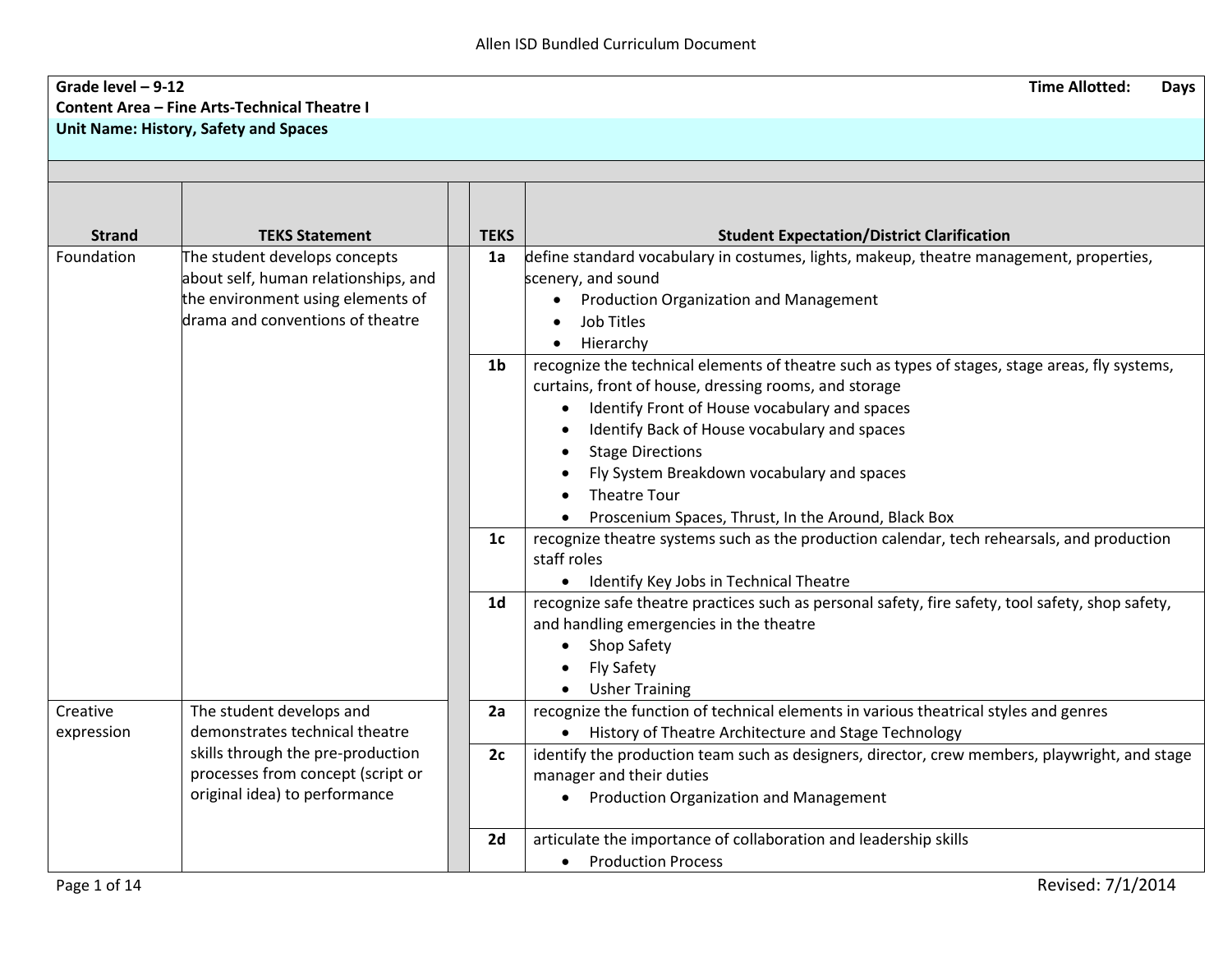Allen ISD Bundled Curriculum Document

**Grade level – 9-12** **Time Allotted: Days**

**Content Area – Fine Arts-Technical Theatre I**

**Unit Name: History, Safety and Spaces**

| Strand | TEKS Statement | TEKS | Student Expectation/District Clarification |
|---|---|---|---|
| Foundation | The student develops concepts about self, human relationships, and the environment using elements of drama and conventions of theatre | **1a** | define standard vocabulary in costumes, lights, makeup, theatre management, properties, scenery, and sound<br>• Production Organization and Management<br>• Job Titles<br>• Hierarchy |
| | | **1b** | recognize the technical elements of theatre such as types of stages, stage areas, fly systems, curtains, front of house, dressing rooms, and storage<br>• Identify Front of House vocabulary and spaces<br>• Identify Back of House vocabulary and spaces<br>• Stage Directions<br>• Fly System Breakdown vocabulary and spaces<br>• Theatre Tour<br>• Proscenium Spaces, Thrust, In the Around, Black Box |
| | | **1c** | recognize theatre systems such as the production calendar, tech rehearsals, and production staff roles<br>• Identify Key Jobs in Technical Theatre |
| | | **1d** | recognize safe theatre practices such as personal safety, fire safety, tool safety, shop safety, and handling emergencies in the theatre<br>• Shop Safety<br>• Fly Safety<br>• Usher Training |
| Creative expression | The student develops and demonstrates technical theatre skills through the pre-production processes from concept (script or original idea) to performance | **2a** | recognize the function of technical elements in various theatrical styles and genres<br>• History of Theatre Architecture and Stage Technology |
| | | **2c** | identify the production team such as designers, director, crew members, playwright, and stage manager and their duties<br>• Production Organization and Management |
| | | **2d** | articulate the importance of collaboration and leadership skills<br>• Production Process |

Revised: 7/1/2014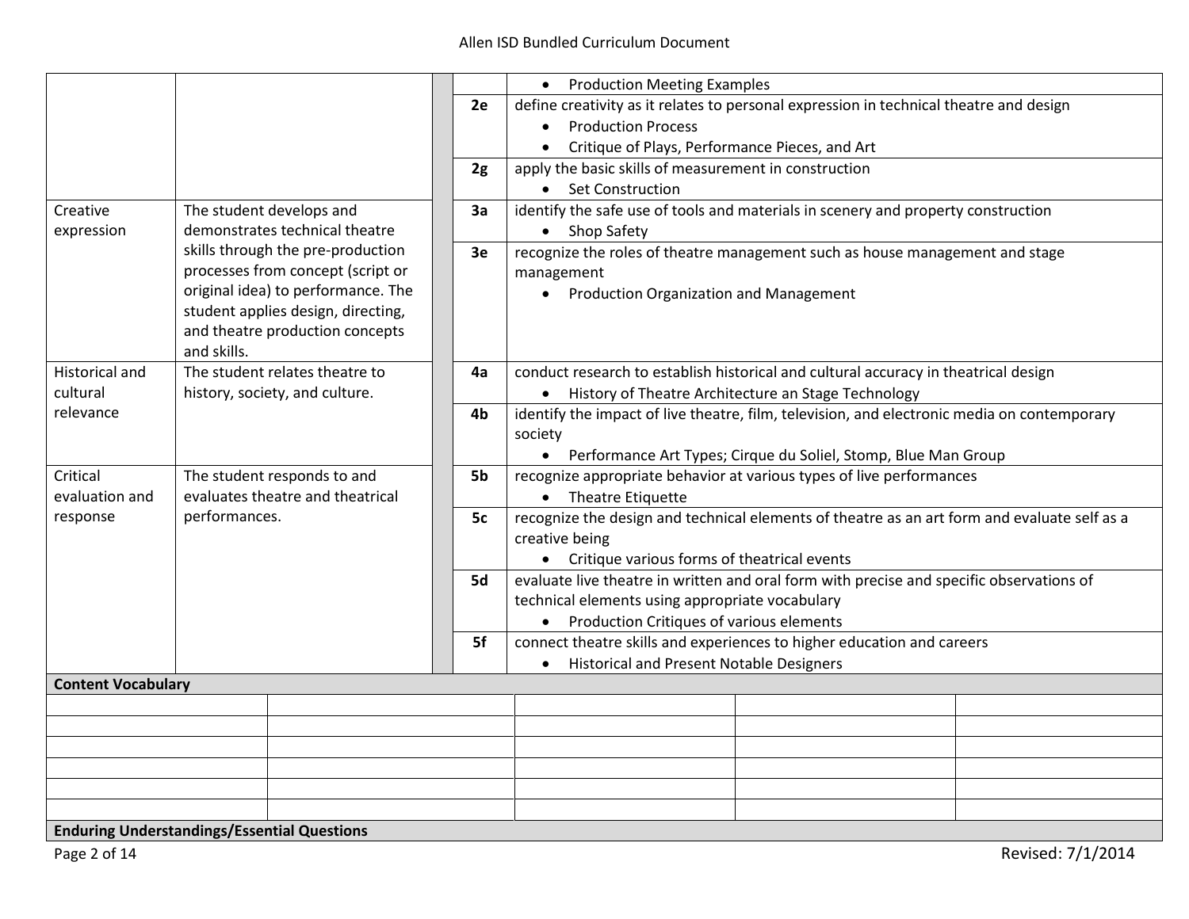| Strand | Knowledge and Skills Statement | | Student Expectation | |
|---|---|---|---|---|
| | | | | • Production Meeting Examples |
| | | | 2e | define creativity as it relates to personal expression in technical theatre and design<br>• Production Process<br>• Critique of Plays, Performance Pieces, and Art |
| | | | 2g | apply the basic skills of measurement in construction<br>• Set Construction |
| Creative expression | The student develops and demonstrates technical theatre skills through the pre-production processes from concept (script or original idea) to performance. The student applies design, directing, and theatre production concepts and skills. | | 3a | identify the safe use of tools and materials in scenery and property construction<br>• Shop Safety |
| | | | 3e | recognize the roles of theatre management such as house management and stage management<br>• Production Organization and Management |
| Historical and cultural relevance | The student relates theatre to history, society, and culture. | | 4a | conduct research to establish historical and cultural accuracy in theatrical design<br>• History of Theatre Architecture an Stage Technology |
| | | | 4b | identify the impact of live theatre, film, television, and electronic media on contemporary society<br>• Performance Art Types; Cirque du Soliel, Stomp, Blue Man Group |
| Critical evaluation and response | The student responds to and evaluates theatre and theatrical performances. | | 5b | recognize appropriate behavior at various types of live performances<br>• Theatre Etiquette |
| | | | 5c | recognize the design and technical elements of theatre as an art form and evaluate self as a creative being<br>• Critique various forms of theatrical events |
| | | | 5d | evaluate live theatre in written and oral form with precise and specific observations of technical elements using appropriate vocabulary<br>• Production Critiques of various elements |
| | | | 5f | connect theatre skills and experiences to higher education and careers<br>• Historical and Present Notable Designers |

**Content Vocabulary**

| | | | | |
|---|---|---|---|---|
| | | | | |
| | | | | |
| | | | | |
| | | | | |
| | | | | |
| | | | | |

**Enduring Understandings/Essential Questions**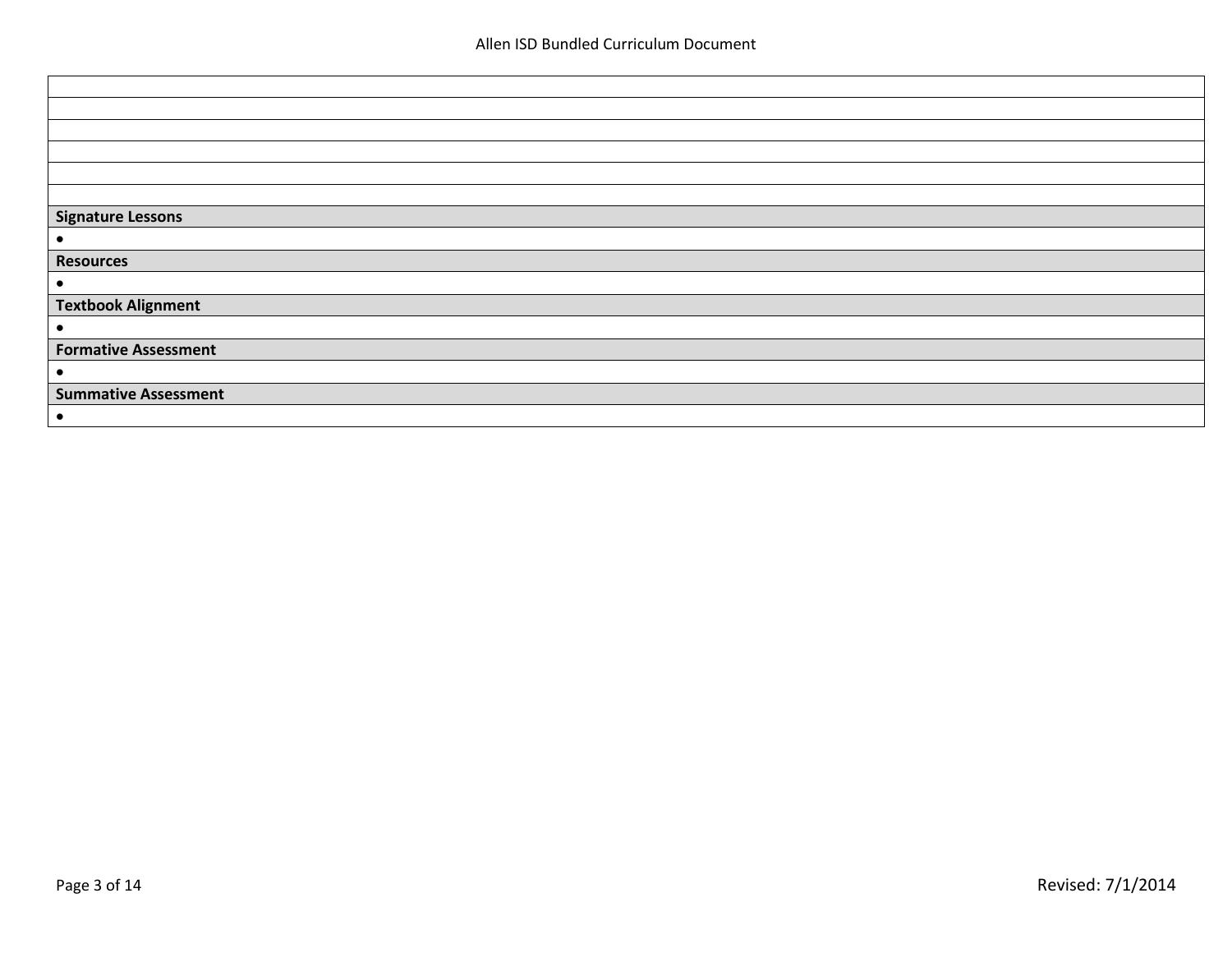| |
|---|
| |
| |
| |
| |
| |
| **Signature Lessons** |
| • |
| **Resources** |
| • |
| **Textbook Alignment** |
| • |
| **Formative Assessment** |
| • |
| **Summative Assessment** |
| • |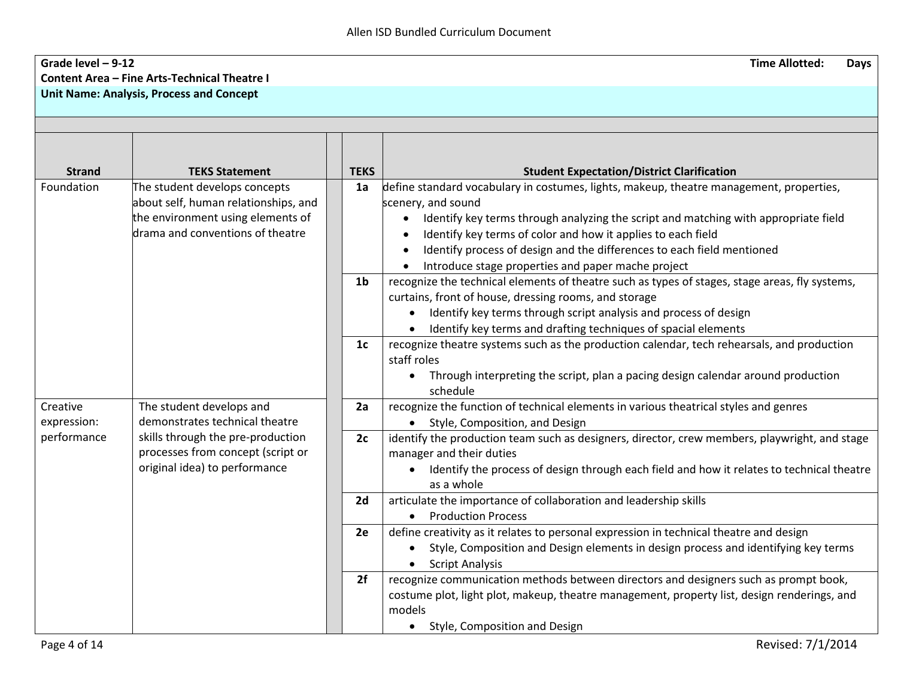Allen ISD Bundled Curriculum Document

**Grade level – 9-12** **Time Allotted: Days**

**Content Area – Fine Arts-Technical Theatre I**

**Unit Name: Analysis, Process and Concept**

| Strand | TEKS Statement | TEKS | Student Expectation/District Clarification |
|---|---|---|---|
| Foundation | The student develops concepts about self, human relationships, and the environment using elements of drama and conventions of theatre | 1a | define standard vocabulary in costumes, lights, makeup, theatre management, properties, scenery, and sound<br>• Identify key terms through analyzing the script and matching with appropriate field<br>• Identify key terms of color and how it applies to each field<br>• Identify process of design and the differences to each field mentioned<br>• Introduce stage properties and paper mache project |
| | | 1b | recognize the technical elements of theatre such as types of stages, stage areas, fly systems, curtains, front of house, dressing rooms, and storage<br>• Identify key terms through script analysis and process of design<br>• Identify key terms and drafting techniques of spacial elements |
| | | 1c | recognize theatre systems such as the production calendar, tech rehearsals, and production staff roles<br>• Through interpreting the script, plan a pacing design calendar around production schedule |
| Creative expression: performance | The student develops and demonstrates technical theatre skills through the pre-production processes from concept (script or original idea) to performance | 2a | recognize the function of technical elements in various theatrical styles and genres<br>• Style, Composition, and Design |
| | | 2c | identify the production team such as designers, director, crew members, playwright, and stage manager and their duties<br>• Identify the process of design through each field and how it relates to technical theatre as a whole |
| | | 2d | articulate the importance of collaboration and leadership skills<br>• Production Process |
| | | 2e | define creativity as it relates to personal expression in technical theatre and design<br>• Style, Composition and Design elements in design process and identifying key terms<br>• Script Analysis |
| | | 2f | recognize communication methods between directors and designers such as prompt book, costume plot, light plot, makeup, theatre management, property list, design renderings, and models<br>• Style, Composition and Design |

Revised: 7/1/2014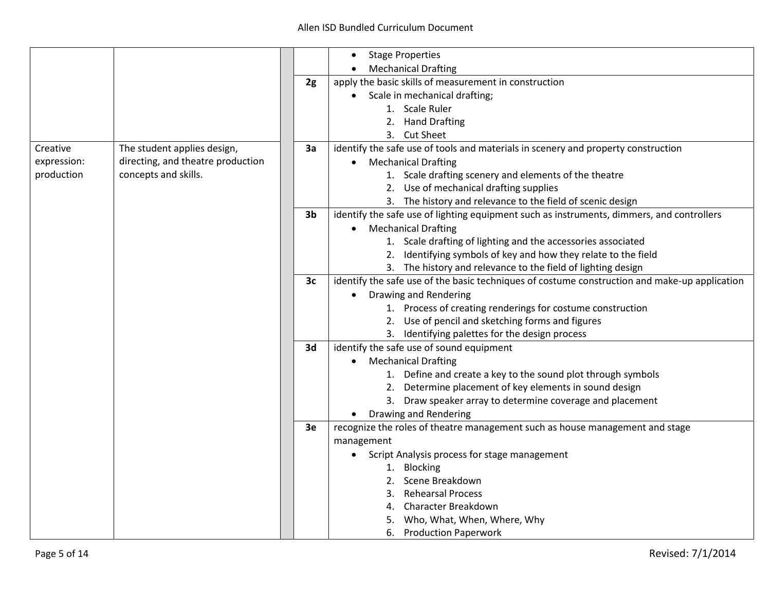| | | | | |
|---|---|---|---|---|
| | | | | • Stage Properties<br>• Mechanical Drafting |
| | | | **2g** | apply the basic skills of measurement in construction<br>• Scale in mechanical drafting;<br>1. Scale Ruler<br>2. Hand Drafting<br>3. Cut Sheet |
| Creative expression: production | The student applies design, directing, and theatre production concepts and skills. | | **3a** | identify the safe use of tools and materials in scenery and property construction<br>• Mechanical Drafting<br>1. Scale drafting scenery and elements of the theatre<br>2. Use of mechanical drafting supplies<br>3. The history and relevance to the field of scenic design |
| | | | **3b** | identify the safe use of lighting equipment such as instruments, dimmers, and controllers<br>• Mechanical Drafting<br>1. Scale drafting of lighting and the accessories associated<br>2. Identifying symbols of key and how they relate to the field<br>3. The history and relevance to the field of lighting design |
| | | | **3c** | identify the safe use of the basic techniques of costume construction and make-up application<br>• Drawing and Rendering<br>1. Process of creating renderings for costume construction<br>2. Use of pencil and sketching forms and figures<br>3. Identifying palettes for the design process |
| | | | **3d** | identify the safe use of sound equipment<br>• Mechanical Drafting<br>1. Define and create a key to the sound plot through symbols<br>2. Determine placement of key elements in sound design<br>3. Draw speaker array to determine coverage and placement<br>• Drawing and Rendering |
| | | | **3e** | recognize the roles of theatre management such as house management and stage management<br>• Script Analysis process for stage management<br>1. Blocking<br>2. Scene Breakdown<br>3. Rehearsal Process<br>4. Character Breakdown<br>5. Who, What, When, Where, Why<br>6. Production Paperwork |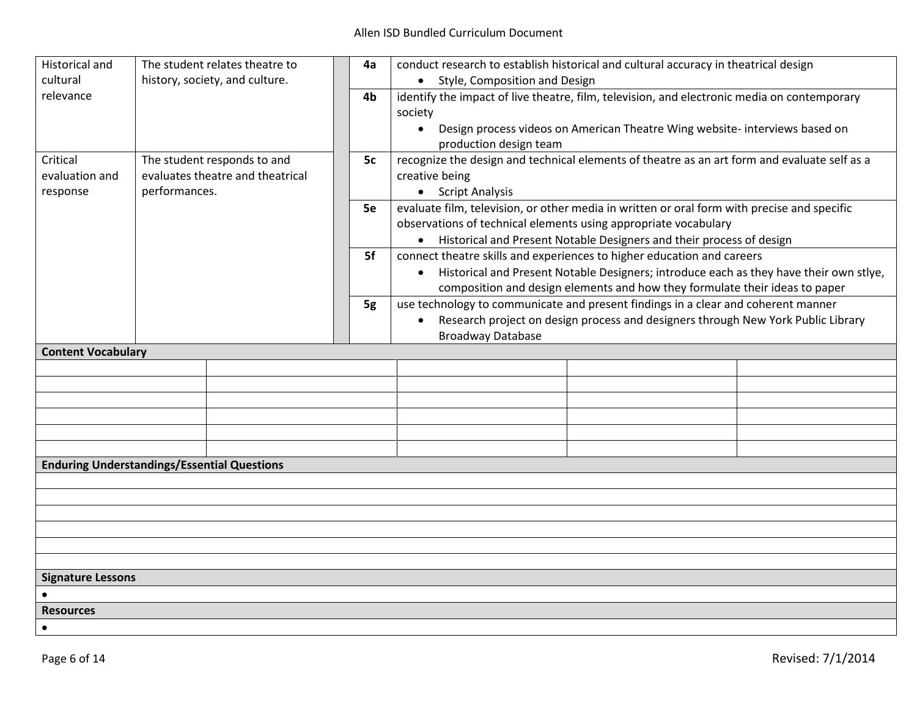| | | | | |
|---|---|---|---|---|
| Historical and cultural relevance | The student relates theatre to history, society, and culture. | | **4a** | conduct research to establish historical and cultural accuracy in theatrical design<br>• Style, Composition and Design |
| | | | **4b** | identify the impact of live theatre, film, television, and electronic media on contemporary society<br>• Design process videos on American Theatre Wing website- interviews based on production design team |
| Critical evaluation and response | The student responds to and evaluates theatre and theatrical performances. | | **5c** | recognize the design and technical elements of theatre as an art form and evaluate self as a creative being<br>• Script Analysis |
| | | | **5e** | evaluate film, television, or other media in written or oral form with precise and specific observations of technical elements using appropriate vocabulary<br>• Historical and Present Notable Designers and their process of design |
| | | | **5f** | connect theatre skills and experiences to higher education and careers<br>• Historical and Present Notable Designers; introduce each as they have their own stlye, composition and design elements and how they formulate their ideas to paper |
| | | | **5g** | use technology to communicate and present findings in a clear and coherent manner<br>• Research project on design process and designers through New York Public Library Broadway Database |

**Content Vocabulary**

| | | | | |
|---|---|---|---|---|
| | | | | |
| | | | | |
| | | | | |
| | | | | |
| | | | | |
| | | | | |

**Enduring Understandings/Essential Questions**

**Signature Lessons**

- 

**Resources**

-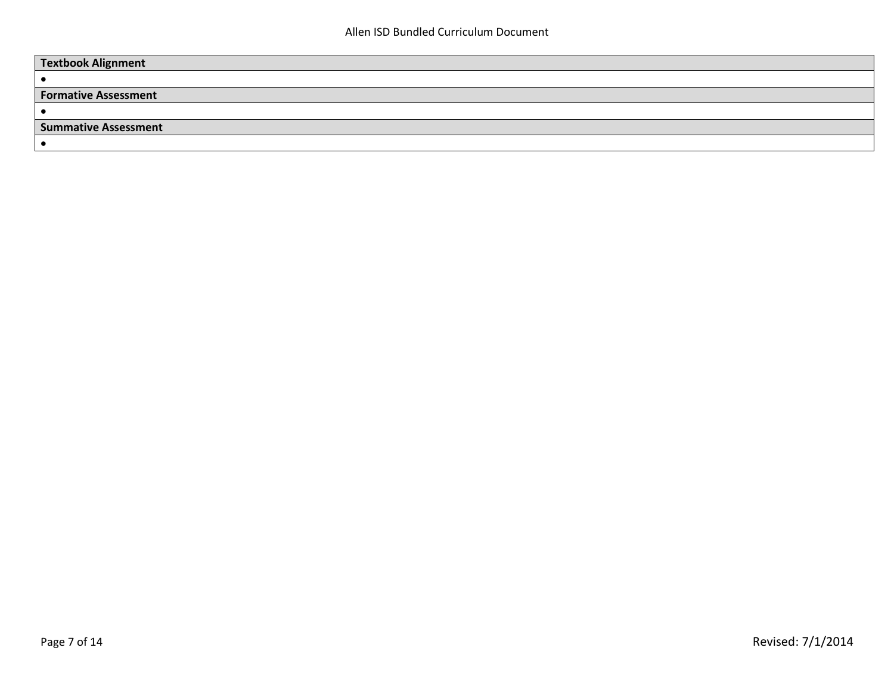| Textbook Alignment |
| --- |
| • |
| **Formative Assessment** |
| • |
| **Summative Assessment** |
| • |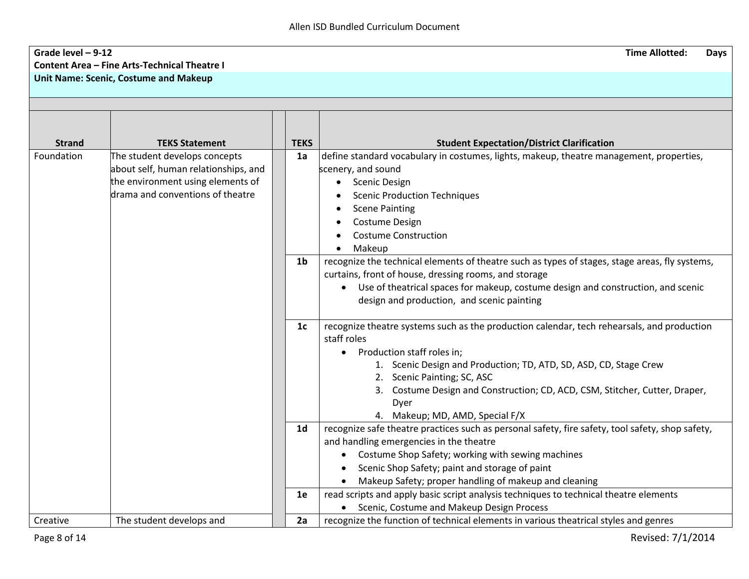**Grade level – 9-12** | **Time Allotted: Days**

**Content Area – Fine Arts-Technical Theatre I**

**Unit Name: Scenic, Costume and Makeup**

| Strand | TEKS Statement | TEKS | Student Expectation/District Clarification |
|---|---|---|---|
| Foundation | The student develops concepts about self, human relationships, and the environment using elements of drama and conventions of theatre | **1a** | define standard vocabulary in costumes, lights, makeup, theatre management, properties, scenery, and sound<br>• Scenic Design<br>• Scenic Production Techniques<br>• Scene Painting<br>• Costume Design<br>• Costume Construction<br>• Makeup |
| | | **1b** | recognize the technical elements of theatre such as types of stages, stage areas, fly systems, curtains, front of house, dressing rooms, and storage<br>• Use of theatrical spaces for makeup, costume design and construction, and scenic design and production, and scenic painting |
| | | **1c** | recognize theatre systems such as the production calendar, tech rehearsals, and production staff roles<br>• Production staff roles in;<br>1. Scenic Design and Production; TD, ATD, SD, ASD, CD, Stage Crew<br>2. Scenic Painting; SC, ASC<br>3. Costume Design and Construction; CD, ACD, CSM, Stitcher, Cutter, Draper, Dyer<br>4. Makeup; MD, AMD, Special F/X |
| | | **1d** | recognize safe theatre practices such as personal safety, fire safety, tool safety, shop safety, and handling emergencies in the theatre<br>• Costume Shop Safety; working with sewing machines<br>• Scenic Shop Safety; paint and storage of paint<br>• Makeup Safety; proper handling of makeup and cleaning |
| | | **1e** | read scripts and apply basic script analysis techniques to technical theatre elements<br>• Scenic, Costume and Makeup Design Process |
| Creative | The student develops and | **2a** | recognize the function of technical elements in various theatrical styles and genres |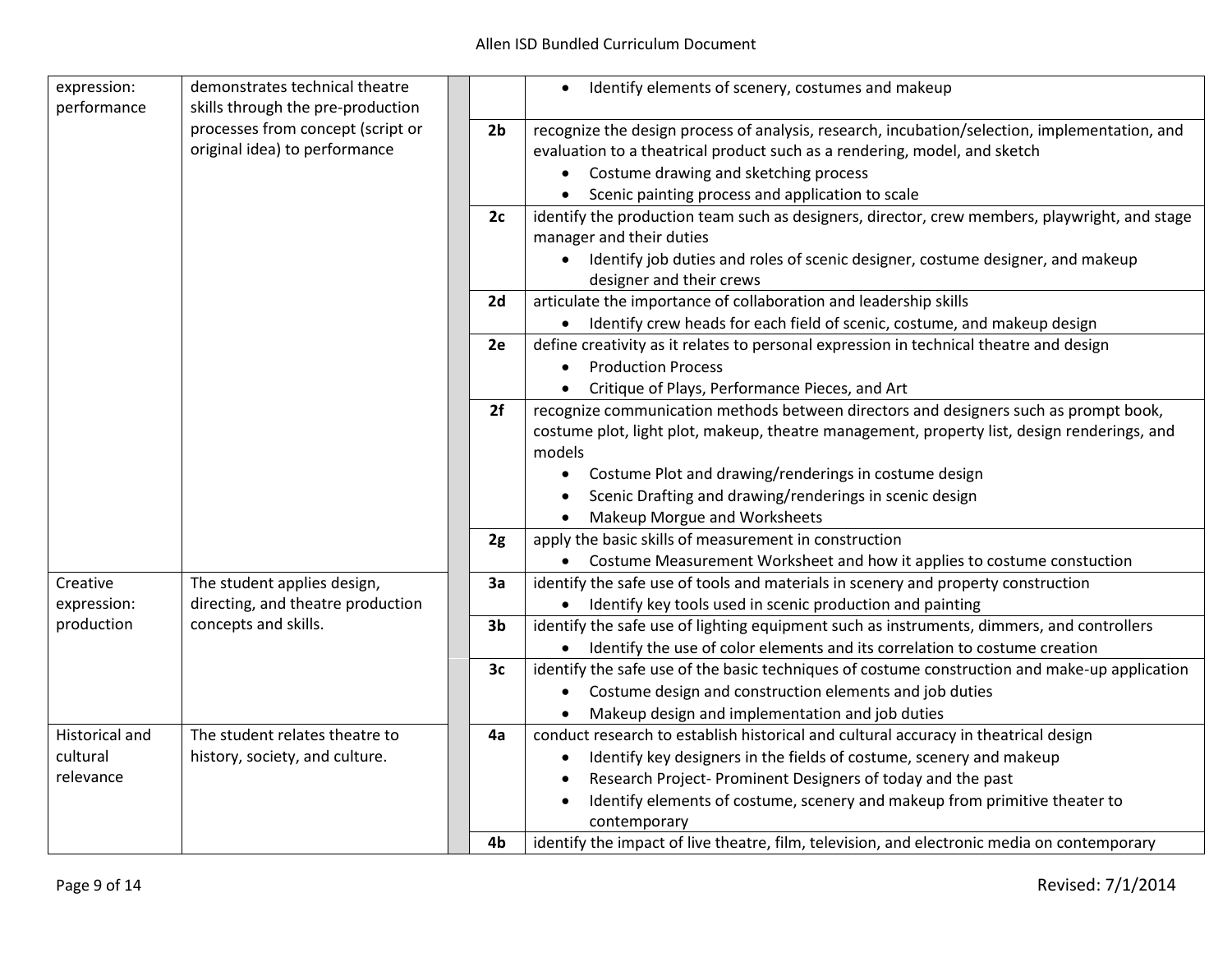| | | | | |
|---|---|---|---|---|
| expression: performance | demonstrates technical theatre skills through the pre-production processes from concept (script or original idea) to performance | | | • Identify elements of scenery, costumes and makeup |
| | | | **2b** | recognize the design process of analysis, research, incubation/selection, implementation, and evaluation to a theatrical product such as a rendering, model, and sketch<br>• Costume drawing and sketching process<br>• Scenic painting process and application to scale |
| | | | **2c** | identify the production team such as designers, director, crew members, playwright, and stage manager and their duties<br>• Identify job duties and roles of scenic designer, costume designer, and makeup designer and their crews |
| | | | **2d** | articulate the importance of collaboration and leadership skills<br>• Identify crew heads for each field of scenic, costume, and makeup design |
| | | | **2e** | define creativity as it relates to personal expression in technical theatre and design<br>• Production Process<br>• Critique of Plays, Performance Pieces, and Art |
| | | | **2f** | recognize communication methods between directors and designers such as prompt book, costume plot, light plot, makeup, theatre management, property list, design renderings, and models<br>• Costume Plot and drawing/renderings in costume design<br>• Scenic Drafting and drawing/renderings in scenic design<br>• Makeup Morgue and Worksheets |
| | | | **2g** | apply the basic skills of measurement in construction<br>• Costume Measurement Worksheet and how it applies to costume constuction |
| Creative expression: production | The student applies design, directing, and theatre production concepts and skills. | | **3a** | identify the safe use of tools and materials in scenery and property construction<br>• Identify key tools used in scenic production and painting |
| | | | **3b** | identify the safe use of lighting equipment such as instruments, dimmers, and controllers<br>• Identify the use of color elements and its correlation to costume creation |
| | | | **3c** | identify the safe use of the basic techniques of costume construction and make-up application<br>• Costume design and construction elements and job duties<br>• Makeup design and implementation and job duties |
| Historical and cultural relevance | The student relates theatre to history, society, and culture. | | **4a** | conduct research to establish historical and cultural accuracy in theatrical design<br>• Identify key designers in the fields of costume, scenery and makeup<br>• Research Project- Prominent Designers of today and the past<br>• Identify elements of costume, scenery and makeup from primitive theater to contemporary |
| | | | **4b** | identify the impact of live theatre, film, television, and electronic media on contemporary |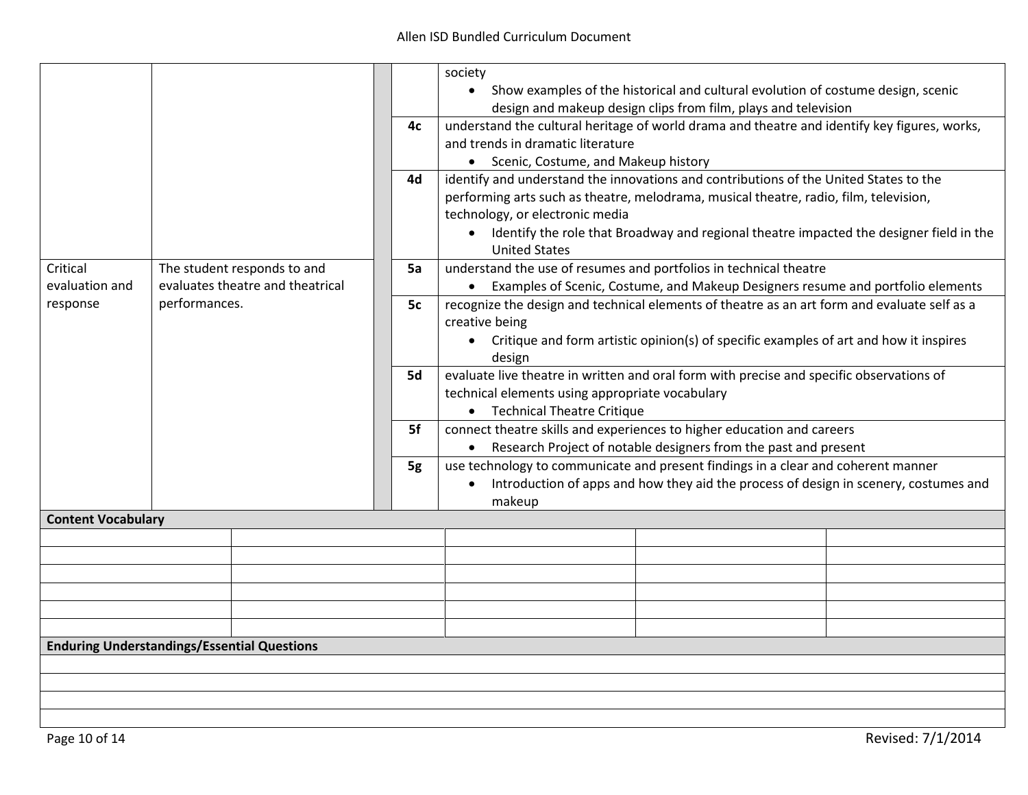| | | | | |
|---|---|---|---|---|
| | | | | society<br>• Show examples of the historical and cultural evolution of costume design, scenic design and makeup design clips from film, plays and television |
| | | | 4c | understand the cultural heritage of world drama and theatre and identify key figures, works, and trends in dramatic literature<br>• Scenic, Costume, and Makeup history |
| | | | 4d | identify and understand the innovations and contributions of the United States to the performing arts such as theatre, melodrama, musical theatre, radio, film, television, technology, or electronic media<br>• Identify the role that Broadway and regional theatre impacted the designer field in the United States |
| Critical evaluation and response | The student responds to and evaluates theatre and theatrical performances. | | 5a | understand the use of resumes and portfolios in technical theatre<br>• Examples of Scenic, Costume, and Makeup Designers resume and portfolio elements |
| | | | 5c | recognize the design and technical elements of theatre as an art form and evaluate self as a creative being<br>• Critique and form artistic opinion(s) of specific examples of art and how it inspires design |
| | | | 5d | evaluate live theatre in written and oral form with precise and specific observations of technical elements using appropriate vocabulary<br>• Technical Theatre Critique |
| | | | 5f | connect theatre skills and experiences to higher education and careers<br>• Research Project of notable designers from the past and present |
| | | | 5g | use technology to communicate and present findings in a clear and coherent manner<br>• Introduction of apps and how they aid the process of design in scenery, costumes and makeup |

**Content Vocabulary**

| | | | | |
|---|---|---|---|---|
| | | | | |
| | | | | |
| | | | | |
| | | | | |
| | | | | |
| | | | | |

**Enduring Understandings/Essential Questions**

| |
|---|
| |
| |
| |
| |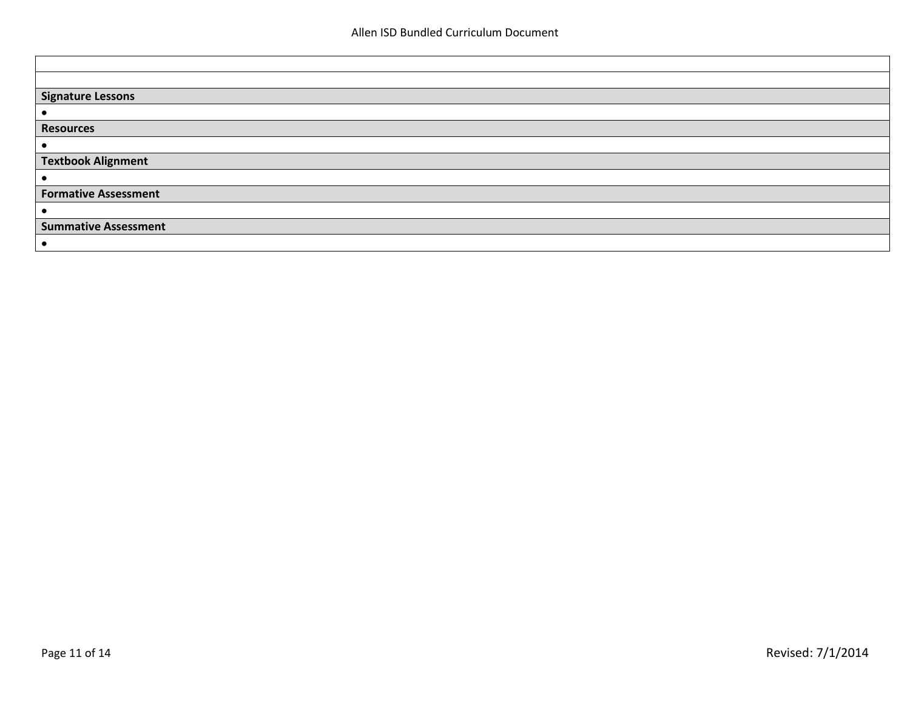| |
|---|
| |
| **Signature Lessons** |
| • |
| **Resources** |
| • |
| **Textbook Alignment** |
| • |
| **Formative Assessment** |
| • |
| **Summative Assessment** |
| • |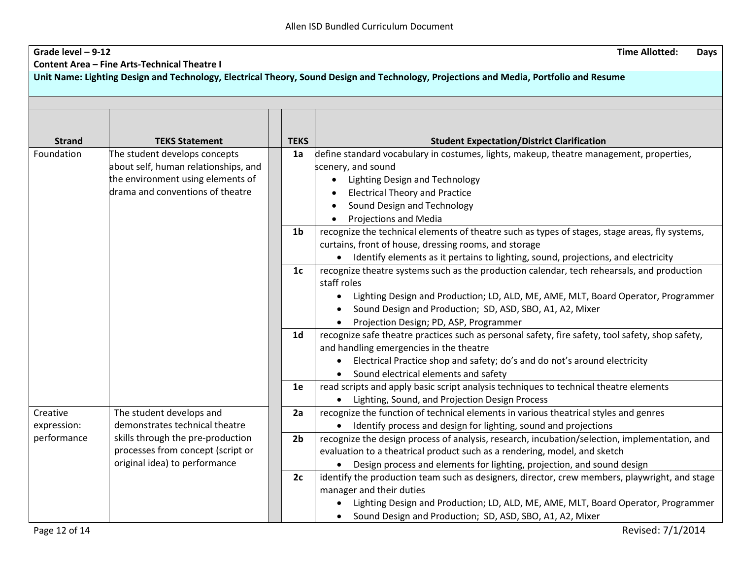Allen ISD Bundled Curriculum Document

**Grade level – 9-12** **Time Allotted: Days**

**Content Area – Fine Arts-Technical Theatre I**

**Unit Name: Lighting Design and Technology, Electrical Theory, Sound Design and Technology, Projections and Media, Portfolio and Resume**

| Strand | TEKS Statement | TEKS | Student Expectation/District Clarification |
|---|---|---|---|
| Foundation | The student develops concepts about self, human relationships, and the environment using elements of drama and conventions of theatre | **1a** | define standard vocabulary in costumes, lights, makeup, theatre management, properties, scenery, and sound<br>• Lighting Design and Technology<br>• Electrical Theory and Practice<br>• Sound Design and Technology<br>• Projections and Media |
| | | **1b** | recognize the technical elements of theatre such as types of stages, stage areas, fly systems, curtains, front of house, dressing rooms, and storage<br>• Identify elements as it pertains to lighting, sound, projections, and electricity |
| | | **1c** | recognize theatre systems such as the production calendar, tech rehearsals, and production staff roles<br>• Lighting Design and Production; LD, ALD, ME, AME, MLT, Board Operator, Programmer<br>• Sound Design and Production; SD, ASD, SBO, A1, A2, Mixer<br>• Projection Design; PD, ASP, Programmer |
| | | **1d** | recognize safe theatre practices such as personal safety, fire safety, tool safety, shop safety, and handling emergencies in the theatre<br>• Electrical Practice shop and safety; do's and do not's around electricity<br>• Sound electrical elements and safety |
| | | **1e** | read scripts and apply basic script analysis techniques to technical theatre elements<br>• Lighting, Sound, and Projection Design Process |
| Creative expression: performance | The student develops and demonstrates technical theatre skills through the pre-production processes from concept (script or original idea) to performance | **2a** | recognize the function of technical elements in various theatrical styles and genres<br>• Identify process and design for lighting, sound and projections |
| | | **2b** | recognize the design process of analysis, research, incubation/selection, implementation, and evaluation to a theatrical product such as a rendering, model, and sketch<br>• Design process and elements for lighting, projection, and sound design |
| | | **2c** | identify the production team such as designers, director, crew members, playwright, and stage manager and their duties<br>• Lighting Design and Production; LD, ALD, ME, AME, MLT, Board Operator, Programmer<br>• Sound Design and Production; SD, ASD, SBO, A1, A2, Mixer |

Revised: 7/1/2014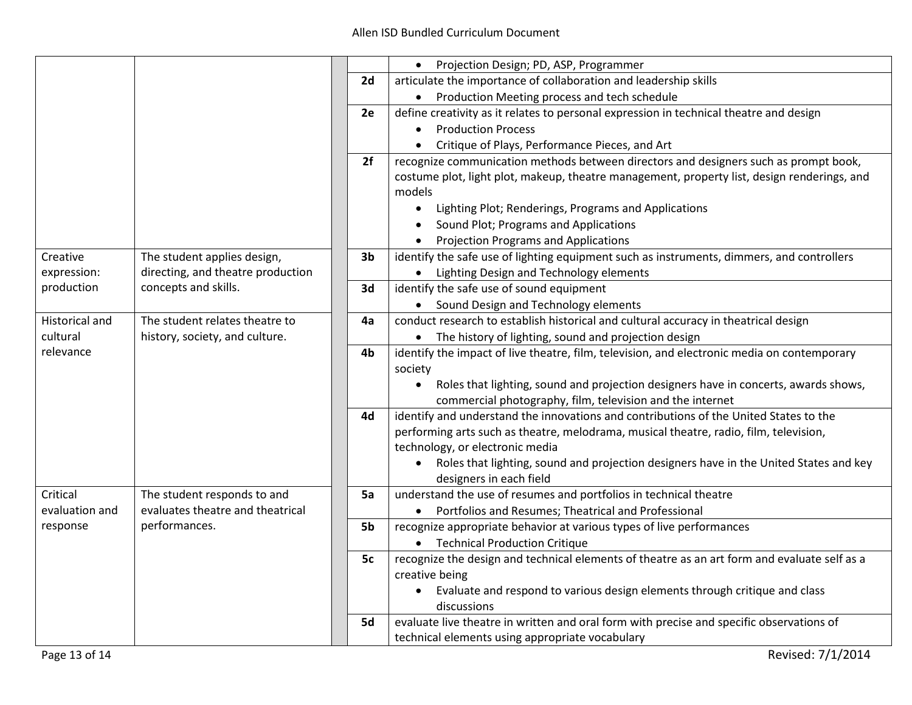| | | | | |
|---|---|---|---|---|
| | | | | • Projection Design; PD, ASP, Programmer |
| | | | **2d** | articulate the importance of collaboration and leadership skills<br>• Production Meeting process and tech schedule |
| | | | **2e** | define creativity as it relates to personal expression in technical theatre and design<br>• Production Process<br>• Critique of Plays, Performance Pieces, and Art |
| | | | **2f** | recognize communication methods between directors and designers such as prompt book, costume plot, light plot, makeup, theatre management, property list, design renderings, and models<br>• Lighting Plot; Renderings, Programs and Applications<br>• Sound Plot; Programs and Applications<br>• Projection Programs and Applications |
| Creative expression: production | The student applies design, directing, and theatre production concepts and skills. | | **3b** | identify the safe use of lighting equipment such as instruments, dimmers, and controllers<br>• Lighting Design and Technology elements |
| | | | **3d** | identify the safe use of sound equipment<br>• Sound Design and Technology elements |
| Historical and cultural relevance | The student relates theatre to history, society, and culture. | | **4a** | conduct research to establish historical and cultural accuracy in theatrical design<br>• The history of lighting, sound and projection design |
| | | | **4b** | identify the impact of live theatre, film, television, and electronic media on contemporary society<br>• Roles that lighting, sound and projection designers have in concerts, awards shows, commercial photography, film, television and the internet |
| | | | **4d** | identify and understand the innovations and contributions of the United States to the performing arts such as theatre, melodrama, musical theatre, radio, film, television, technology, or electronic media<br>• Roles that lighting, sound and projection designers have in the United States and key designers in each field |
| Critical evaluation and response | The student responds to and evaluates theatre and theatrical performances. | | **5a** | understand the use of resumes and portfolios in technical theatre<br>• Portfolios and Resumes; Theatrical and Professional |
| | | | **5b** | recognize appropriate behavior at various types of live performances<br>• Technical Production Critique |
| | | | **5c** | recognize the design and technical elements of theatre as an art form and evaluate self as a creative being<br>• Evaluate and respond to various design elements through critique and class discussions |
| | | | **5d** | evaluate live theatre in written and oral form with precise and specific observations of technical elements using appropriate vocabulary |

Revised: 7/1/2014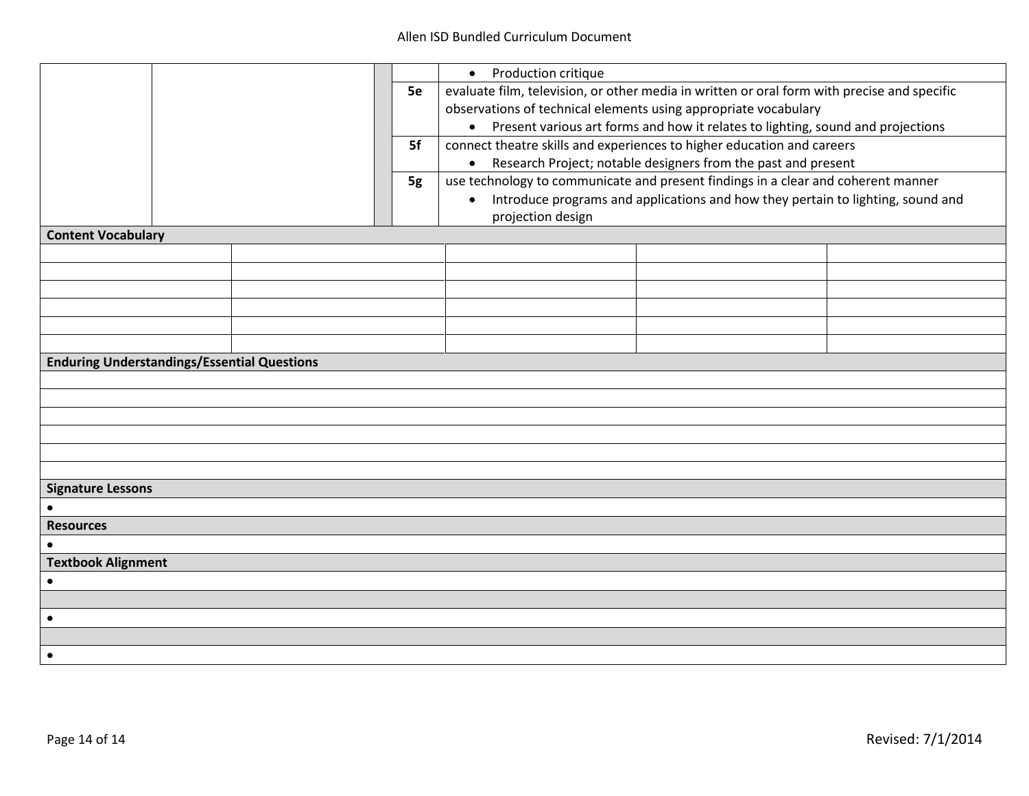| | | | | |
|---|---|---|---|---|
| | | | | • Production critique |
| | | | 5e | evaluate film, television, or other media in written or oral form with precise and specific observations of technical elements using appropriate vocabulary<br>• Present various art forms and how it relates to lighting, sound and projections |
| | | | 5f | connect theatre skills and experiences to higher education and careers<br>• Research Project; notable designers from the past and present |
| | | | 5g | use technology to communicate and present findings in a clear and coherent manner<br>• Introduce programs and applications and how they pertain to lighting, sound and projection design |

**Content Vocabulary**

| | | | | |
|---|---|---|---|---|
| | | | | |
| | | | | |
| | | | | |
| | | | | |
| | | | | |
| | | | | |

**Enduring Understandings/Essential Questions**

**Signature Lessons**

•

**Resources**

•

**Textbook Alignment**

•

•

•